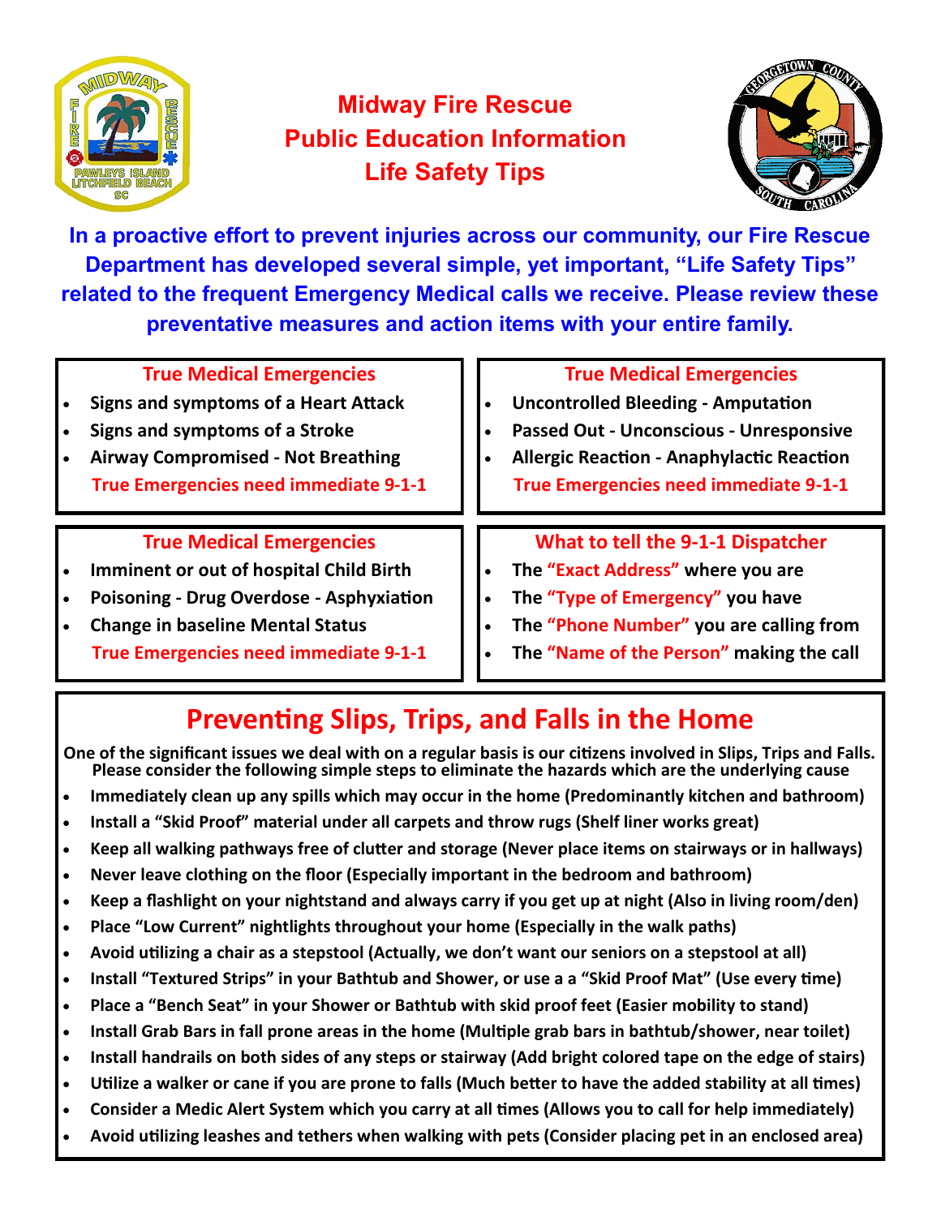# Midway Fire Rescue
# Public Education Information
# Life Safety Tips

**In a proactive effort to prevent injuries across our community, our Fire Rescue Department has developed several simple, yet important, "Life Safety Tips" related to the frequent Emergency Medical calls we receive. Please review these preventative measures and action items with your entire family.**

### True Medical Emergencies

- **Signs and symptoms of a Heart Attack**
- **Signs and symptoms of a Stroke**
- **Airway Compromised - Not Breathing**

**True Emergencies need immediate 9-1-1**

### True Medical Emergencies

- **Uncontrolled Bleeding - Amputation**
- **Passed Out - Unconscious - Unresponsive**
- **Allergic Reaction - Anaphylactic Reaction**

**True Emergencies need immediate 9-1-1**

### True Medical Emergencies

- **Imminent or out of hospital Child Birth**
- **Poisoning - Drug Overdose - Asphyxiation**
- **Change in baseline Mental Status**

**True Emergencies need immediate 9-1-1**

### What to tell the 9-1-1 Dispatcher

- **The "Exact Address" where you are**
- **The "Type of Emergency" you have**
- **The "Phone Number" you are calling from**
- **The "Name of the Person" making the call**

## Preventing Slips, Trips, and Falls in the Home

**One of the significant issues we deal with on a regular basis is our citizens involved in Slips, Trips and Falls. Please consider the following simple steps to eliminate the hazards which are the underlying cause**

- **Immediately clean up any spills which may occur in the home (Predominantly kitchen and bathroom)**
- **Install a "Skid Proof" material under all carpets and throw rugs (Shelf liner works great)**
- **Keep all walking pathways free of clutter and storage (Never place items on stairways or in hallways)**
- **Never leave clothing on the floor (Especially important in the bedroom and bathroom)**
- **Keep a flashlight on your nightstand and always carry if you get up at night (Also in living room/den)**
- **Place "Low Current" nightlights throughout your home (Especially in the walk paths)**
- **Avoid utilizing a chair as a stepstool (Actually, we don't want our seniors on a stepstool at all)**
- **Install "Textured Strips" in your Bathtub and Shower, or use a a "Skid Proof Mat" (Use every time)**
- **Place a "Bench Seat" in your Shower or Bathtub with skid proof feet (Easier mobility to stand)**
- **Install Grab Bars in fall prone areas in the home (Multiple grab bars in bathtub/shower, near toilet)**
- **Install handrails on both sides of any steps or stairway (Add bright colored tape on the edge of stairs)**
- **Utilize a walker or cane if you are prone to falls (Much better to have the added stability at all times)**
- **Consider a Medic Alert System which you carry at all times (Allows you to call for help immediately)**
- **Avoid utilizing leashes and tethers when walking with pets (Consider placing pet in an enclosed area)**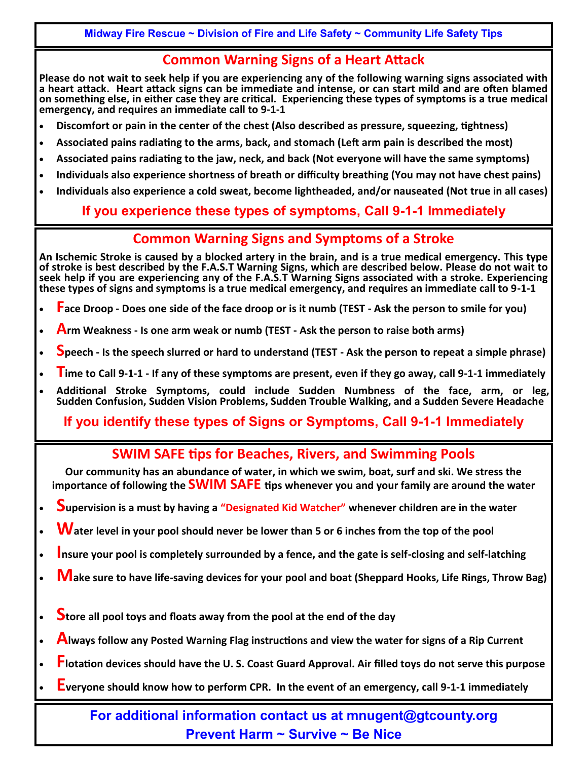Midway Fire Rescue ~ Division of Fire and Life Safety ~ Community Life Safety Tips

## Common Warning Signs of a Heart Attack

**Please do not wait to seek help if you are experiencing any of the following warning signs associated with a heart attack. Heart attack signs can be immediate and intense, or can start mild and are often blamed on something else, in either case they are critical. Experiencing these types of symptoms is a true medical emergency, and requires an immediate call to 9-1-1**

- **Discomfort or pain in the center of the chest (Also described as pressure, squeezing, tightness)**
- **Associated pains radiating to the arms, back, and stomach (Left arm pain is described the most)**
- **Associated pains radiating to the jaw, neck, and back (Not everyone will have the same symptoms)**
- **Individuals also experience shortness of breath or difficulty breathing (You may not have chest pains)**
- **Individuals also experience a cold sweat, become lightheaded, and/or nauseated (Not true in all cases)**

**If you experience these types of symptoms, Call 9-1-1 Immediately**

## Common Warning Signs and Symptoms of a Stroke

**An Ischemic Stroke is caused by a blocked artery in the brain, and is a true medical emergency. This type of stroke is best described by the F.A.S.T Warning Signs, which are described below. Please do not wait to seek help if you are experiencing any of the F.A.S.T Warning Signs associated with a stroke. Experiencing these types of signs and symptoms is a true medical emergency, and requires an immediate call to 9-1-1**

- **Face Droop - Does one side of the face droop or is it numb (TEST - Ask the person to smile for you)**
- **Arm Weakness - Is one arm weak or numb (TEST - Ask the person to raise both arms)**
- **Speech - Is the speech slurred or hard to understand (TEST - Ask the person to repeat a simple phrase)**
- **Time to Call 9-1-1 - If any of these symptoms are present, even if they go away, call 9-1-1 immediately**
- **Additional Stroke Symptoms, could include Sudden Numbness of the face, arm, or leg, Sudden Confusion, Sudden Vision Problems, Sudden Trouble Walking, and a Sudden Severe Headache**

**If you identify these types of Signs or Symptoms, Call 9-1-1 Immediately**

## SWIM SAFE tips for Beaches, Rivers, and Swimming Pools

**Our community has an abundance of water, in which we swim, boat, surf and ski. We stress the importance of following the SWIM SAFE tips whenever you and your family are around the water**

- **Supervision is a must by having a "Designated Kid Watcher" whenever children are in the water**
- **Water level in your pool should never be lower than 5 or 6 inches from the top of the pool**
- **Insure your pool is completely surrounded by a fence, and the gate is self-closing and self-latching**
- **Make sure to have life-saving devices for your pool and boat (Sheppard Hooks, Life Rings, Throw Bag)**
- **Store all pool toys and floats away from the pool at the end of the day**
- **Always follow any Posted Warning Flag instructions and view the water for signs of a Rip Current**
- **Flotation devices should have the U. S. Coast Guard Approval. Air filled toys do not serve this purpose**
- **Everyone should know how to perform CPR. In the event of an emergency, call 9-1-1 immediately**

**For additional information contact us at mnugent@gtcounty.org**

**Prevent Harm ~ Survive ~ Be Nice**